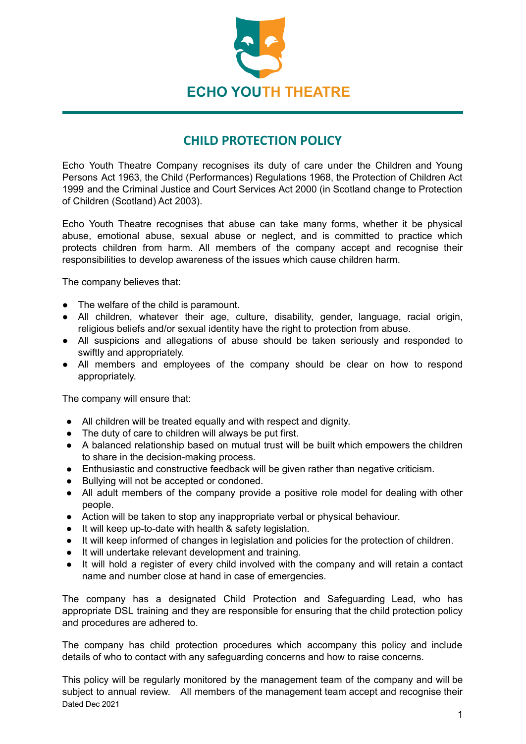# ECHO YOUTH THEATRE

## CHILD PROTECTION POLICY

Echo Youth Theatre Company recognises its duty of care under the Children and Young Persons Act 1963, the Child (Performances) Regulations 1968, the Protection of Children Act 1999 and the Criminal Justice and Court Services Act 2000 (in Scotland change to Protection of Children (Scotland) Act 2003).

Echo Youth Theatre recognises that abuse can take many forms, whether it be physical abuse, emotional abuse, sexual abuse or neglect, and is committed to practice which protects children from harm. All members of the company accept and recognise their responsibilities to develop awareness of the issues which cause children harm.

The company believes that:

- The welfare of the child is paramount.
- All children, whatever their age, culture, disability, gender, language, racial origin, religious beliefs and/or sexual identity have the right to protection from abuse.
- All suspicions and allegations of abuse should be taken seriously and responded to swiftly and appropriately.
- All members and employees of the company should be clear on how to respond appropriately.

The company will ensure that:

- All children will be treated equally and with respect and dignity.
- The duty of care to children will always be put first.
- A balanced relationship based on mutual trust will be built which empowers the children to share in the decision-making process.
- Enthusiastic and constructive feedback will be given rather than negative criticism.
- Bullying will not be accepted or condoned.
- All adult members of the company provide a positive role model for dealing with other people.
- Action will be taken to stop any inappropriate verbal or physical behaviour.
- It will keep up-to-date with health & safety legislation.
- It will keep informed of changes in legislation and policies for the protection of children.
- It will undertake relevant development and training.
- It will hold a register of every child involved with the company and will retain a contact name and number close at hand in case of emergencies.

The company has a designated Child Protection and Safeguarding Lead, who has appropriate DSL training and they are responsible for ensuring that the child protection policy and procedures are adhered to.

The company has child protection procedures which accompany this policy and include details of who to contact with any safeguarding concerns and how to raise concerns.

This policy will be regularly monitored by the management team of the company and will be subject to annual review. All members of the management team accept and recognise their

Dated Dec 2021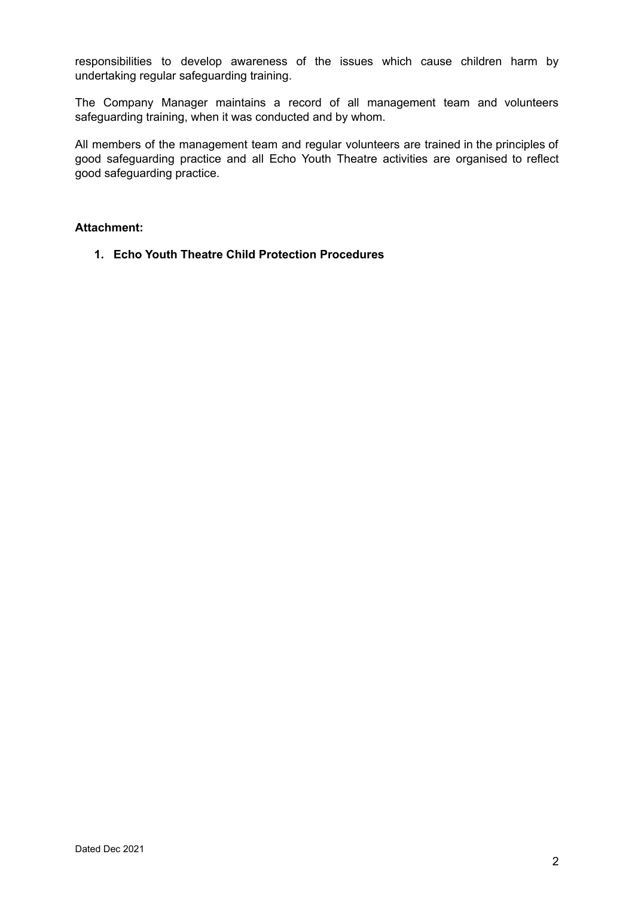responsibilities to develop awareness of the issues which cause children harm by undertaking regular safeguarding training.

The Company Manager maintains a record of all management team and volunteers safeguarding training, when it was conducted and by whom.

All members of the management team and regular volunteers are trained in the principles of good safeguarding practice and all Echo Youth Theatre activities are organised to reflect good safeguarding practice.

**Attachment:**

1. **Echo Youth Theatre Child Protection Procedures**

Dated Dec 2021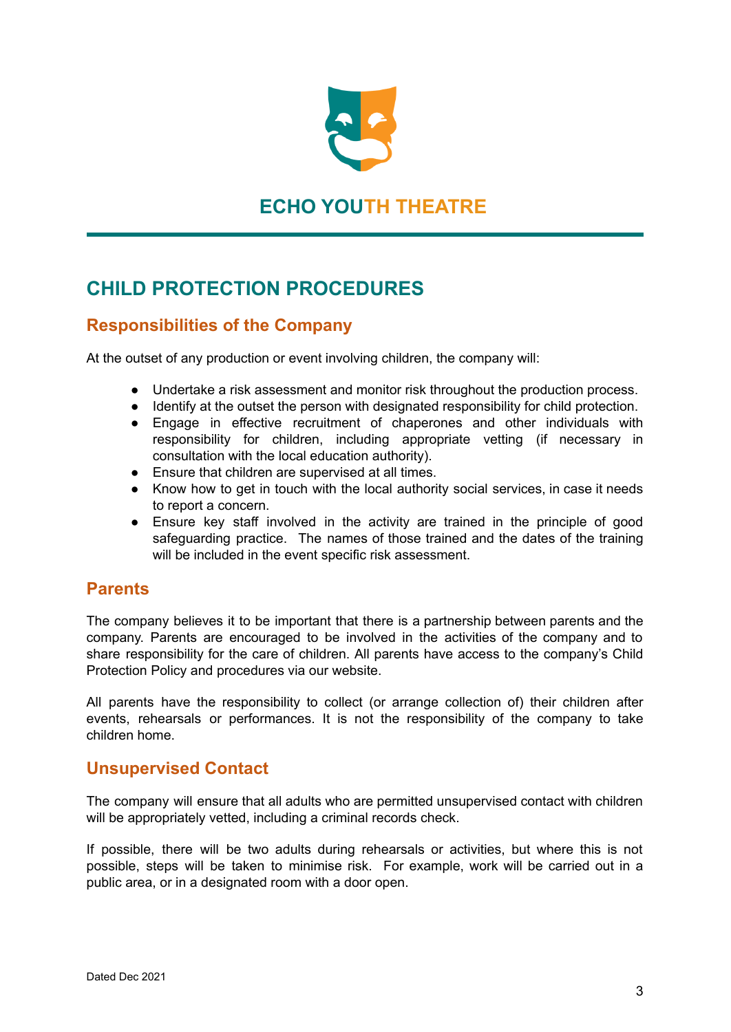ECHO YOUTH THEATRE

# CHILD PROTECTION PROCEDURES

## Responsibilities of the Company

At the outset of any production or event involving children, the company will:

- Undertake a risk assessment and monitor risk throughout the production process.
- Identify at the outset the person with designated responsibility for child protection.
- Engage in effective recruitment of chaperones and other individuals with responsibility for children, including appropriate vetting (if necessary in consultation with the local education authority).
- Ensure that children are supervised at all times.
- Know how to get in touch with the local authority social services, in case it needs to report a concern.
- Ensure key staff involved in the activity are trained in the principle of good safeguarding practice. The names of those trained and the dates of the training will be included in the event specific risk assessment.

## Parents

The company believes it to be important that there is a partnership between parents and the company. Parents are encouraged to be involved in the activities of the company and to share responsibility for the care of children. All parents have access to the company's Child Protection Policy and procedures via our website.

All parents have the responsibility to collect (or arrange collection of) their children after events, rehearsals or performances. It is not the responsibility of the company to take children home.

## Unsupervised Contact

The company will ensure that all adults who are permitted unsupervised contact with children will be appropriately vetted, including a criminal records check.

If possible, there will be two adults during rehearsals or activities, but where this is not possible, steps will be taken to minimise risk. For example, work will be carried out in a public area, or in a designated room with a door open.

Dated Dec 2021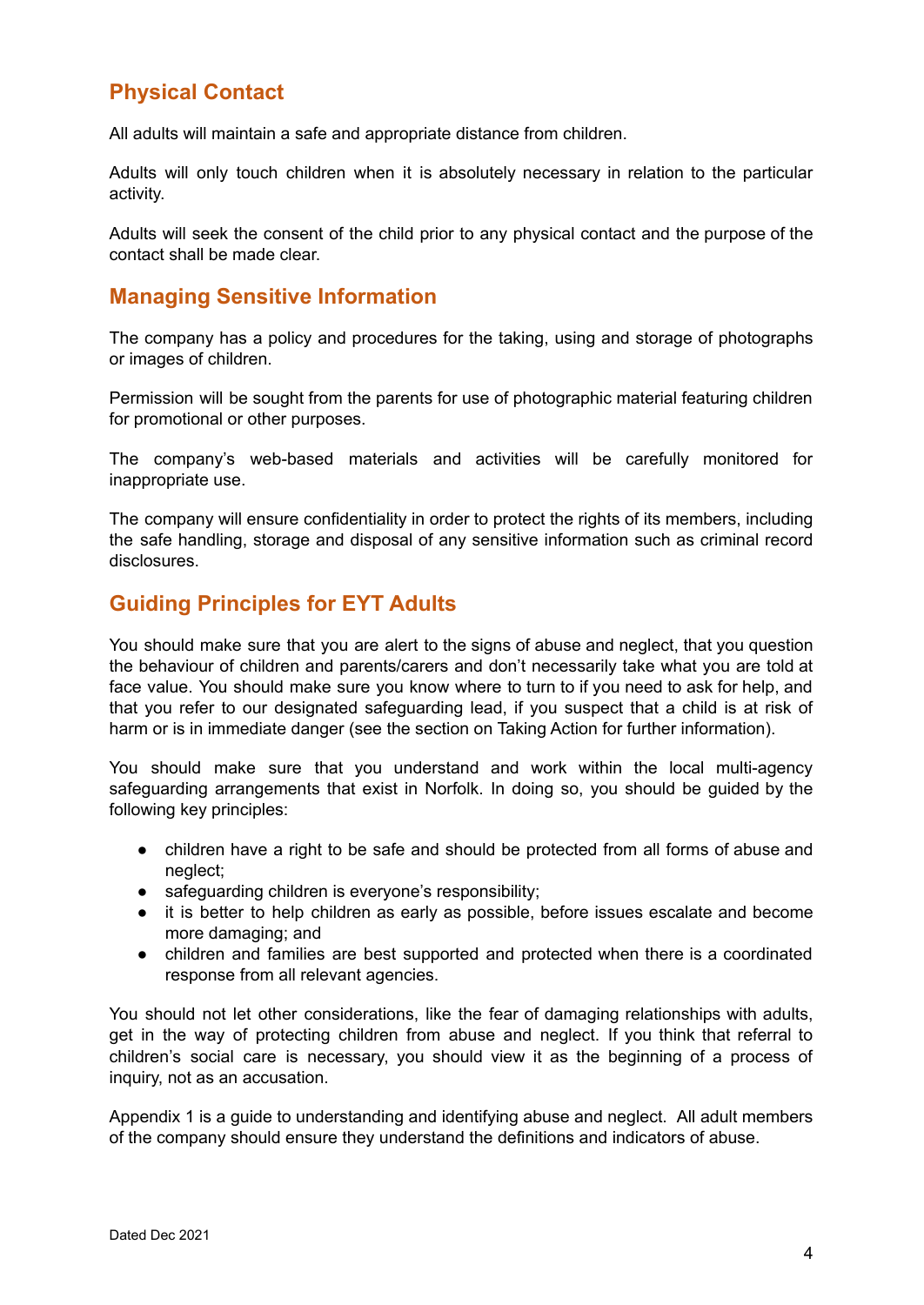## Physical Contact

All adults will maintain a safe and appropriate distance from children.

Adults will only touch children when it is absolutely necessary in relation to the particular activity.

Adults will seek the consent of the child prior to any physical contact and the purpose of the contact shall be made clear.

## Managing Sensitive Information

The company has a policy and procedures for the taking, using and storage of photographs or images of children.

Permission will be sought from the parents for use of photographic material featuring children for promotional or other purposes.

The company's web-based materials and activities will be carefully monitored for inappropriate use.

The company will ensure confidentiality in order to protect the rights of its members, including the safe handling, storage and disposal of any sensitive information such as criminal record disclosures.

## Guiding Principles for EYT Adults

You should make sure that you are alert to the signs of abuse and neglect, that you question the behaviour of children and parents/carers and don't necessarily take what you are told at face value. You should make sure you know where to turn to if you need to ask for help, and that you refer to our designated safeguarding lead, if you suspect that a child is at risk of harm or is in immediate danger (see the section on Taking Action for further information).

You should make sure that you understand and work within the local multi-agency safeguarding arrangements that exist in Norfolk. In doing so, you should be guided by the following key principles:

- children have a right to be safe and should be protected from all forms of abuse and neglect;
- safeguarding children is everyone's responsibility;
- it is better to help children as early as possible, before issues escalate and become more damaging; and
- children and families are best supported and protected when there is a coordinated response from all relevant agencies.

You should not let other considerations, like the fear of damaging relationships with adults, get in the way of protecting children from abuse and neglect. If you think that referral to children's social care is necessary, you should view it as the beginning of a process of inquiry, not as an accusation.

Appendix 1 is a guide to understanding and identifying abuse and neglect. All adult members of the company should ensure they understand the definitions and indicators of abuse.

Dated Dec 2021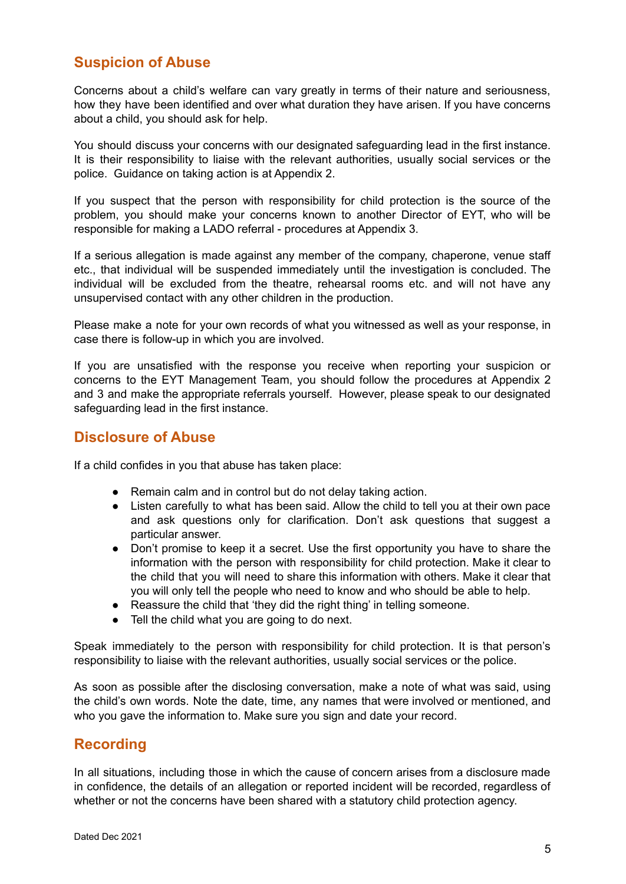## Suspicion of Abuse

Concerns about a child's welfare can vary greatly in terms of their nature and seriousness, how they have been identified and over what duration they have arisen. If you have concerns about a child, you should ask for help.

You should discuss your concerns with our designated safeguarding lead in the first instance. It is their responsibility to liaise with the relevant authorities, usually social services or the police. Guidance on taking action is at Appendix 2.

If you suspect that the person with responsibility for child protection is the source of the problem, you should make your concerns known to another Director of EYT, who will be responsible for making a LADO referral - procedures at Appendix 3.

If a serious allegation is made against any member of the company, chaperone, venue staff etc., that individual will be suspended immediately until the investigation is concluded. The individual will be excluded from the theatre, rehearsal rooms etc. and will not have any unsupervised contact with any other children in the production.

Please make a note for your own records of what you witnessed as well as your response, in case there is follow-up in which you are involved.

If you are unsatisfied with the response you receive when reporting your suspicion or concerns to the EYT Management Team, you should follow the procedures at Appendix 2 and 3 and make the appropriate referrals yourself. However, please speak to our designated safeguarding lead in the first instance.

## Disclosure of Abuse

If a child confides in you that abuse has taken place:

- Remain calm and in control but do not delay taking action.
- Listen carefully to what has been said. Allow the child to tell you at their own pace and ask questions only for clarification. Don't ask questions that suggest a particular answer.
- Don't promise to keep it a secret. Use the first opportunity you have to share the information with the person with responsibility for child protection. Make it clear to the child that you will need to share this information with others. Make it clear that you will only tell the people who need to know and who should be able to help.
- Reassure the child that 'they did the right thing' in telling someone.
- Tell the child what you are going to do next.

Speak immediately to the person with responsibility for child protection. It is that person's responsibility to liaise with the relevant authorities, usually social services or the police.

As soon as possible after the disclosing conversation, make a note of what was said, using the child's own words. Note the date, time, any names that were involved or mentioned, and who you gave the information to. Make sure you sign and date your record.

## Recording

In all situations, including those in which the cause of concern arises from a disclosure made in confidence, the details of an allegation or reported incident will be recorded, regardless of whether or not the concerns have been shared with a statutory child protection agency.

Dated Dec 2021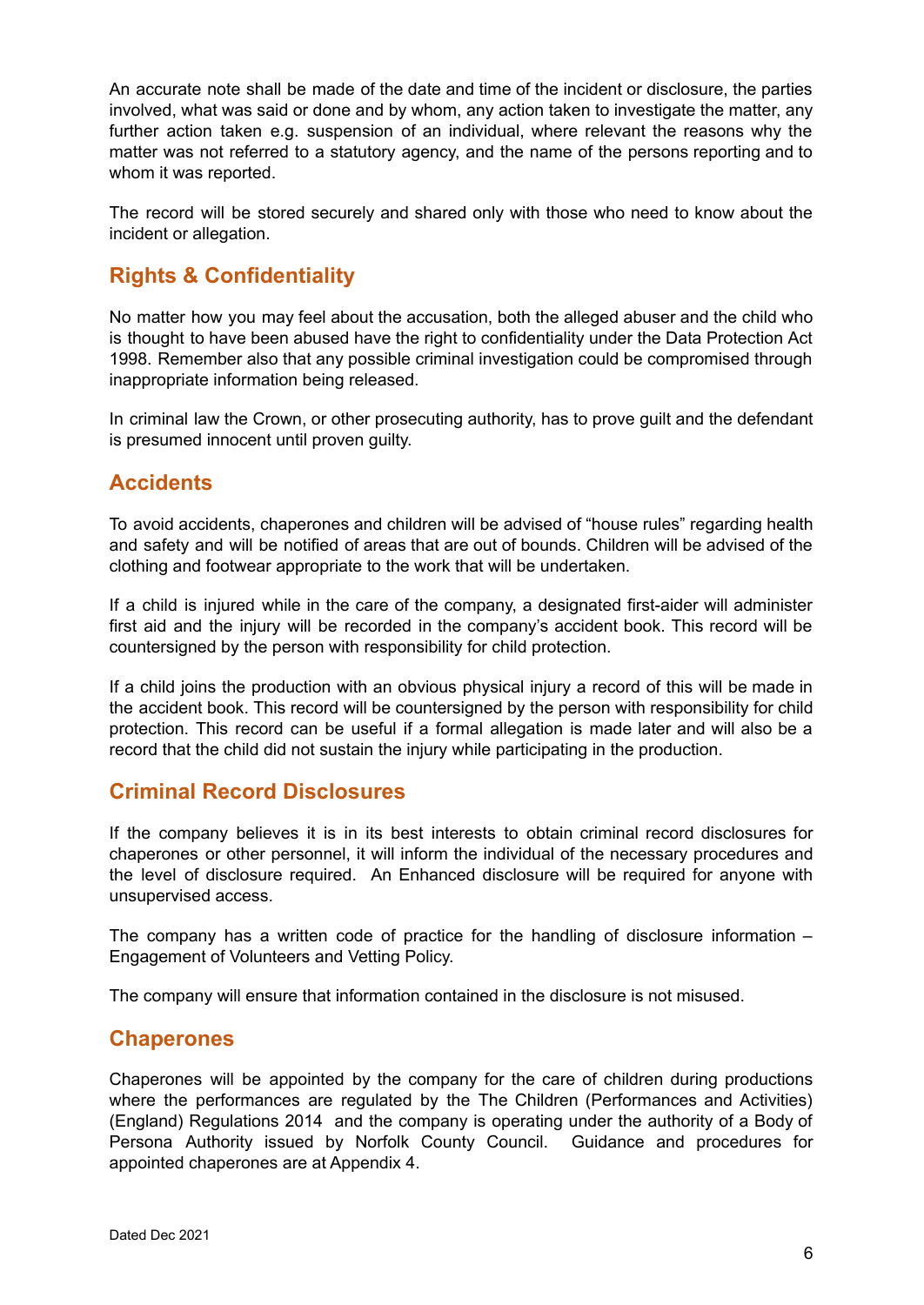An accurate note shall be made of the date and time of the incident or disclosure, the parties involved, what was said or done and by whom, any action taken to investigate the matter, any further action taken e.g. suspension of an individual, where relevant the reasons why the matter was not referred to a statutory agency, and the name of the persons reporting and to whom it was reported.

The record will be stored securely and shared only with those who need to know about the incident or allegation.

## Rights & Confidentiality

No matter how you may feel about the accusation, both the alleged abuser and the child who is thought to have been abused have the right to confidentiality under the Data Protection Act 1998. Remember also that any possible criminal investigation could be compromised through inappropriate information being released.

In criminal law the Crown, or other prosecuting authority, has to prove guilt and the defendant is presumed innocent until proven guilty.

## Accidents

To avoid accidents, chaperones and children will be advised of "house rules" regarding health and safety and will be notified of areas that are out of bounds. Children will be advised of the clothing and footwear appropriate to the work that will be undertaken.

If a child is injured while in the care of the company, a designated first-aider will administer first aid and the injury will be recorded in the company's accident book. This record will be countersigned by the person with responsibility for child protection.

If a child joins the production with an obvious physical injury a record of this will be made in the accident book. This record will be countersigned by the person with responsibility for child protection. This record can be useful if a formal allegation is made later and will also be a record that the child did not sustain the injury while participating in the production.

## Criminal Record Disclosures

If the company believes it is in its best interests to obtain criminal record disclosures for chaperones or other personnel, it will inform the individual of the necessary procedures and the level of disclosure required. An Enhanced disclosure will be required for anyone with unsupervised access.

The company has a written code of practice for the handling of disclosure information – Engagement of Volunteers and Vetting Policy.

The company will ensure that information contained in the disclosure is not misused.

## Chaperones

Chaperones will be appointed by the company for the care of children during productions where the performances are regulated by the The Children (Performances and Activities) (England) Regulations 2014 and the company is operating under the authority of a Body of Persona Authority issued by Norfolk County Council. Guidance and procedures for appointed chaperones are at Appendix 4.

Dated Dec 2021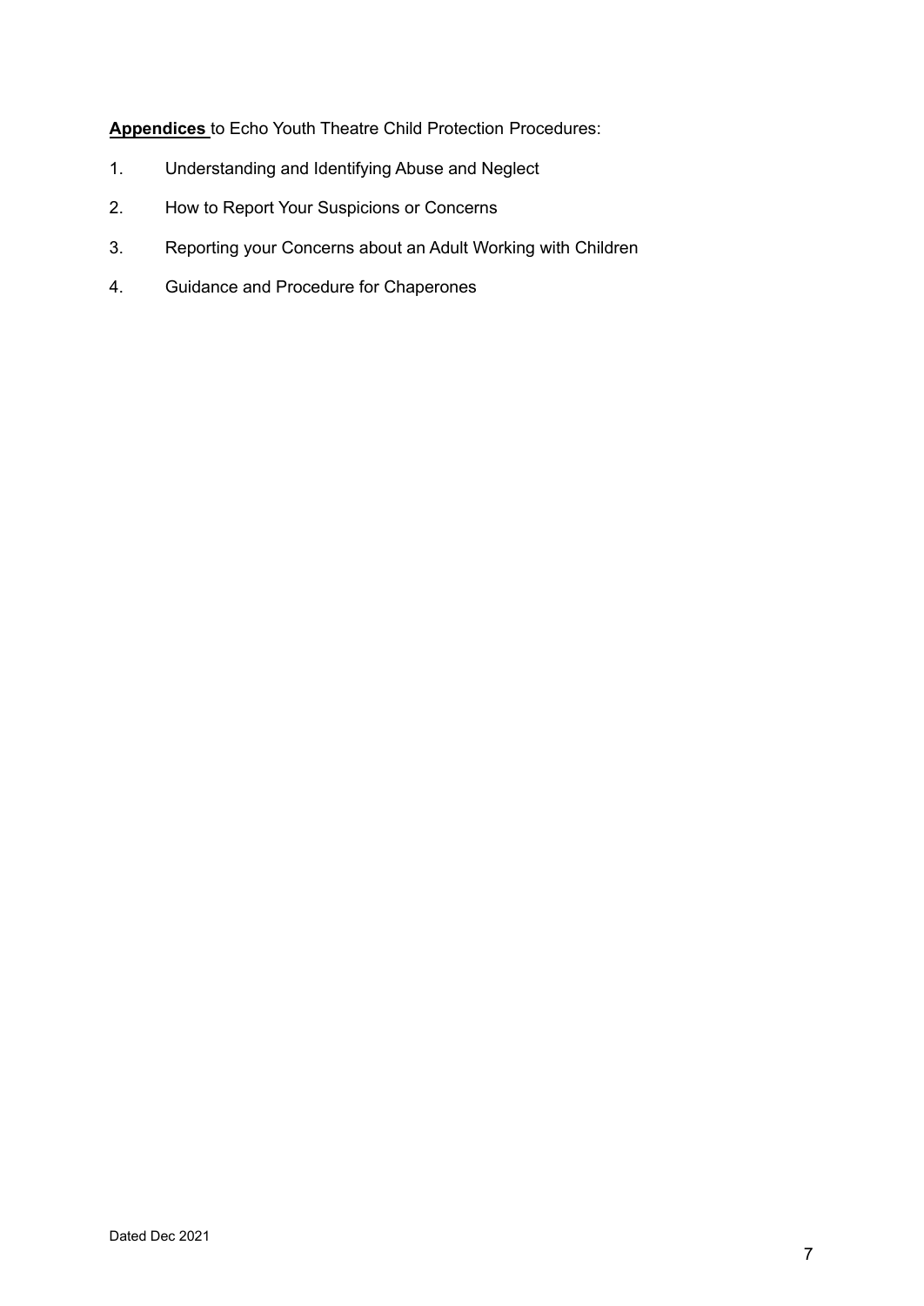**Appendices** to Echo Youth Theatre Child Protection Procedures:

1. Understanding and Identifying Abuse and Neglect
2. How to Report Your Suspicions or Concerns
3. Reporting your Concerns about an Adult Working with Children
4. Guidance and Procedure for Chaperones

Dated Dec 2021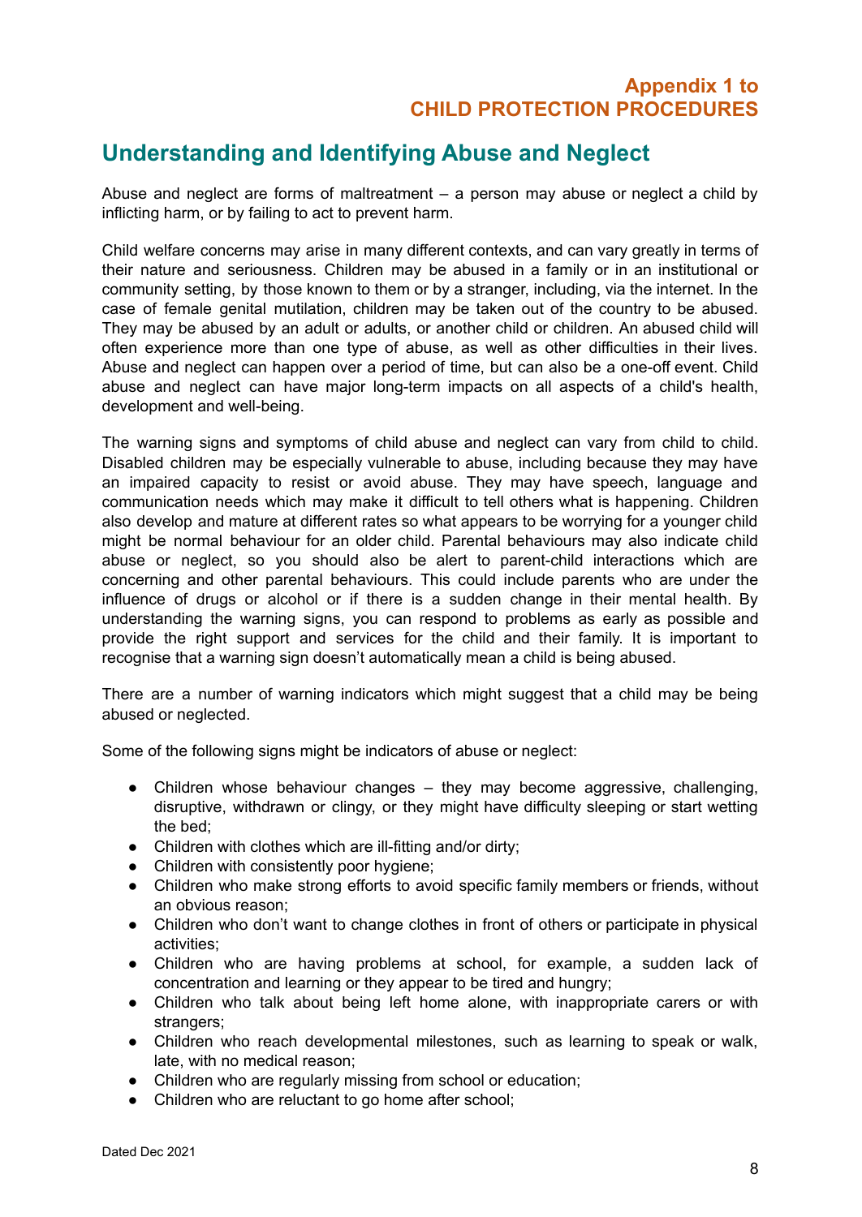# Appendix 1 to CHILD PROTECTION PROCEDURES

## Understanding and Identifying Abuse and Neglect

Abuse and neglect are forms of maltreatment – a person may abuse or neglect a child by inflicting harm, or by failing to act to prevent harm.

Child welfare concerns may arise in many different contexts, and can vary greatly in terms of their nature and seriousness. Children may be abused in a family or in an institutional or community setting, by those known to them or by a stranger, including, via the internet. In the case of female genital mutilation, children may be taken out of the country to be abused. They may be abused by an adult or adults, or another child or children. An abused child will often experience more than one type of abuse, as well as other difficulties in their lives. Abuse and neglect can happen over a period of time, but can also be a one-off event. Child abuse and neglect can have major long-term impacts on all aspects of a child's health, development and well-being.

The warning signs and symptoms of child abuse and neglect can vary from child to child. Disabled children may be especially vulnerable to abuse, including because they may have an impaired capacity to resist or avoid abuse. They may have speech, language and communication needs which may make it difficult to tell others what is happening. Children also develop and mature at different rates so what appears to be worrying for a younger child might be normal behaviour for an older child. Parental behaviours may also indicate child abuse or neglect, so you should also be alert to parent-child interactions which are concerning and other parental behaviours. This could include parents who are under the influence of drugs or alcohol or if there is a sudden change in their mental health. By understanding the warning signs, you can respond to problems as early as possible and provide the right support and services for the child and their family. It is important to recognise that a warning sign doesn't automatically mean a child is being abused.

There are a number of warning indicators which might suggest that a child may be being abused or neglected.

Some of the following signs might be indicators of abuse or neglect:

- Children whose behaviour changes – they may become aggressive, challenging, disruptive, withdrawn or clingy, or they might have difficulty sleeping or start wetting the bed;
- Children with clothes which are ill-fitting and/or dirty;
- Children with consistently poor hygiene;
- Children who make strong efforts to avoid specific family members or friends, without an obvious reason;
- Children who don't want to change clothes in front of others or participate in physical activities;
- Children who are having problems at school, for example, a sudden lack of concentration and learning or they appear to be tired and hungry;
- Children who talk about being left home alone, with inappropriate carers or with strangers;
- Children who reach developmental milestones, such as learning to speak or walk, late, with no medical reason;
- Children who are regularly missing from school or education;
- Children who are reluctant to go home after school;

Dated Dec 2021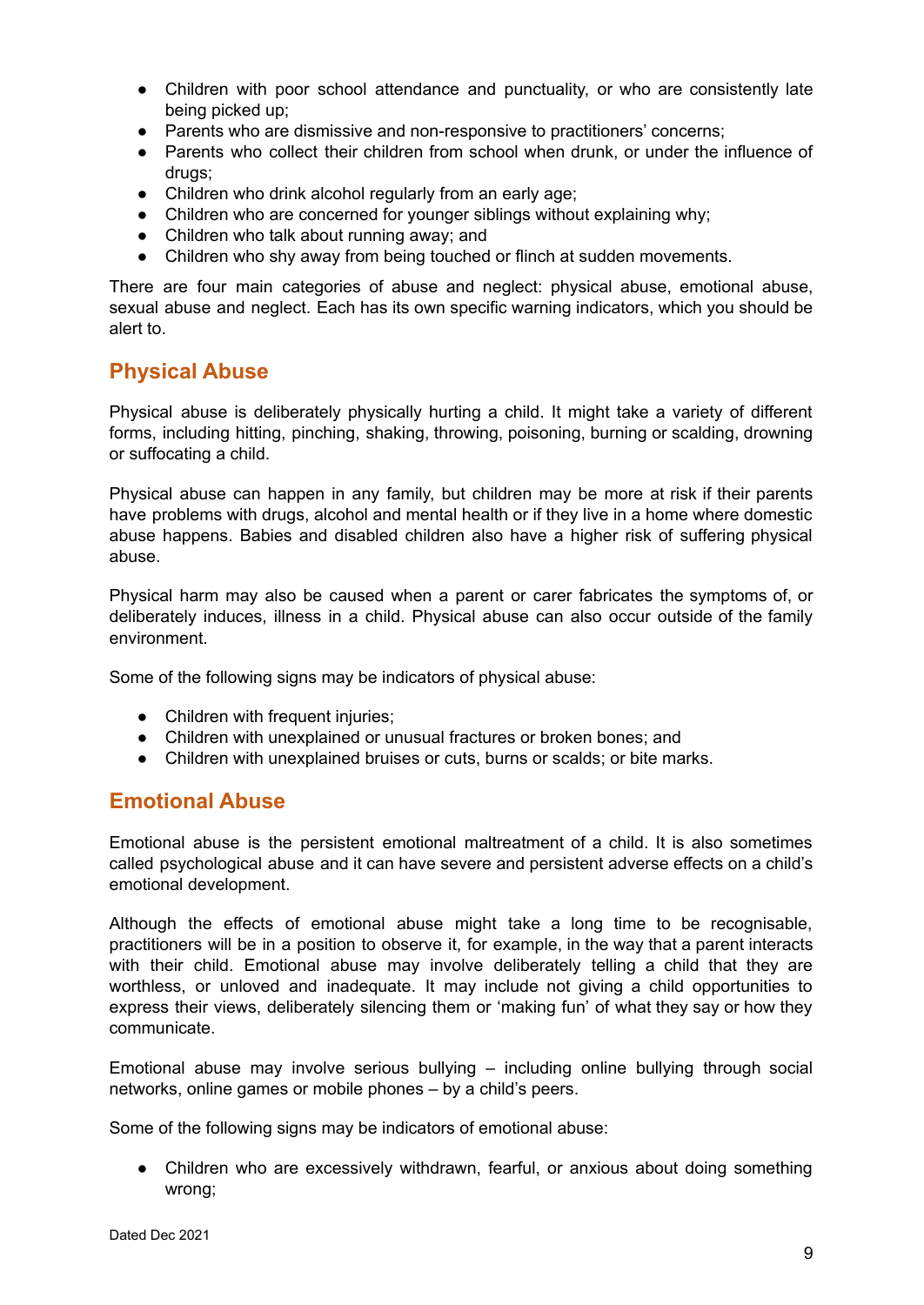- Children with poor school attendance and punctuality, or who are consistently late being picked up;
- Parents who are dismissive and non-responsive to practitioners' concerns;
- Parents who collect their children from school when drunk, or under the influence of drugs;
- Children who drink alcohol regularly from an early age;
- Children who are concerned for younger siblings without explaining why;
- Children who talk about running away; and
- Children who shy away from being touched or flinch at sudden movements.

There are four main categories of abuse and neglect: physical abuse, emotional abuse, sexual abuse and neglect. Each has its own specific warning indicators, which you should be alert to.

## Physical Abuse

Physical abuse is deliberately physically hurting a child. It might take a variety of different forms, including hitting, pinching, shaking, throwing, poisoning, burning or scalding, drowning or suffocating a child.

Physical abuse can happen in any family, but children may be more at risk if their parents have problems with drugs, alcohol and mental health or if they live in a home where domestic abuse happens. Babies and disabled children also have a higher risk of suffering physical abuse.

Physical harm may also be caused when a parent or carer fabricates the symptoms of, or deliberately induces, illness in a child. Physical abuse can also occur outside of the family environment.

Some of the following signs may be indicators of physical abuse:

- Children with frequent injuries;
- Children with unexplained or unusual fractures or broken bones; and
- Children with unexplained bruises or cuts, burns or scalds; or bite marks.

## Emotional Abuse

Emotional abuse is the persistent emotional maltreatment of a child. It is also sometimes called psychological abuse and it can have severe and persistent adverse effects on a child's emotional development.

Although the effects of emotional abuse might take a long time to be recognisable, practitioners will be in a position to observe it, for example, in the way that a parent interacts with their child. Emotional abuse may involve deliberately telling a child that they are worthless, or unloved and inadequate. It may include not giving a child opportunities to express their views, deliberately silencing them or 'making fun' of what they say or how they communicate.

Emotional abuse may involve serious bullying – including online bullying through social networks, online games or mobile phones – by a child's peers.

Some of the following signs may be indicators of emotional abuse:

- Children who are excessively withdrawn, fearful, or anxious about doing something wrong;

Dated Dec 2021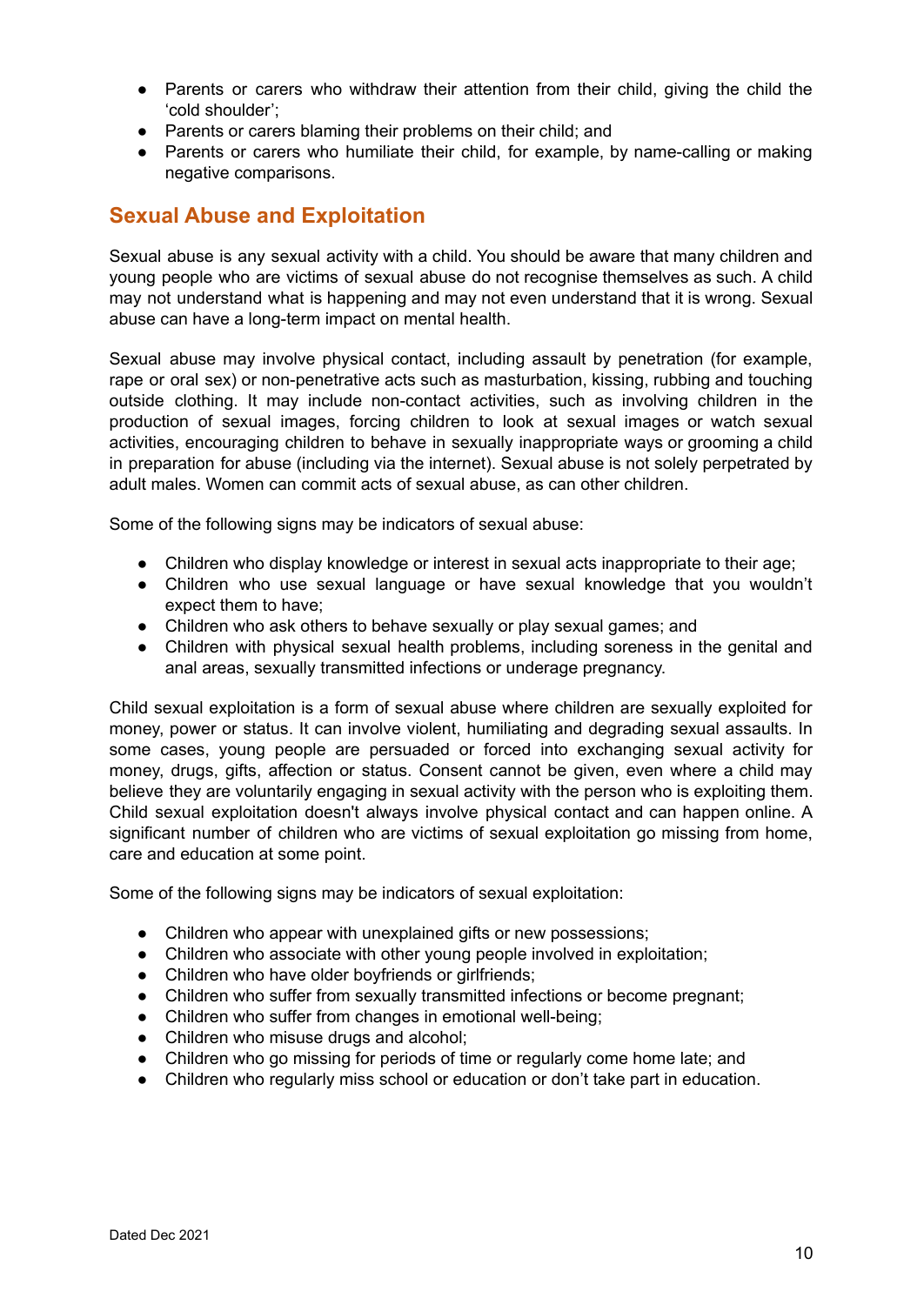- Parents or carers who withdraw their attention from their child, giving the child the 'cold shoulder';
- Parents or carers blaming their problems on their child; and
- Parents or carers who humiliate their child, for example, by name-calling or making negative comparisons.

## Sexual Abuse and Exploitation

Sexual abuse is any sexual activity with a child. You should be aware that many children and young people who are victims of sexual abuse do not recognise themselves as such. A child may not understand what is happening and may not even understand that it is wrong. Sexual abuse can have a long-term impact on mental health.

Sexual abuse may involve physical contact, including assault by penetration (for example, rape or oral sex) or non-penetrative acts such as masturbation, kissing, rubbing and touching outside clothing. It may include non-contact activities, such as involving children in the production of sexual images, forcing children to look at sexual images or watch sexual activities, encouraging children to behave in sexually inappropriate ways or grooming a child in preparation for abuse (including via the internet). Sexual abuse is not solely perpetrated by adult males. Women can commit acts of sexual abuse, as can other children.

Some of the following signs may be indicators of sexual abuse:

- Children who display knowledge or interest in sexual acts inappropriate to their age;
- Children who use sexual language or have sexual knowledge that you wouldn't expect them to have;
- Children who ask others to behave sexually or play sexual games; and
- Children with physical sexual health problems, including soreness in the genital and anal areas, sexually transmitted infections or underage pregnancy.

Child sexual exploitation is a form of sexual abuse where children are sexually exploited for money, power or status. It can involve violent, humiliating and degrading sexual assaults. In some cases, young people are persuaded or forced into exchanging sexual activity for money, drugs, gifts, affection or status. Consent cannot be given, even where a child may believe they are voluntarily engaging in sexual activity with the person who is exploiting them. Child sexual exploitation doesn't always involve physical contact and can happen online. A significant number of children who are victims of sexual exploitation go missing from home, care and education at some point.

Some of the following signs may be indicators of sexual exploitation:

- Children who appear with unexplained gifts or new possessions;
- Children who associate with other young people involved in exploitation;
- Children who have older boyfriends or girlfriends;
- Children who suffer from sexually transmitted infections or become pregnant;
- Children who suffer from changes in emotional well-being;
- Children who misuse drugs and alcohol;
- Children who go missing for periods of time or regularly come home late; and
- Children who regularly miss school or education or don't take part in education.

Dated Dec 2021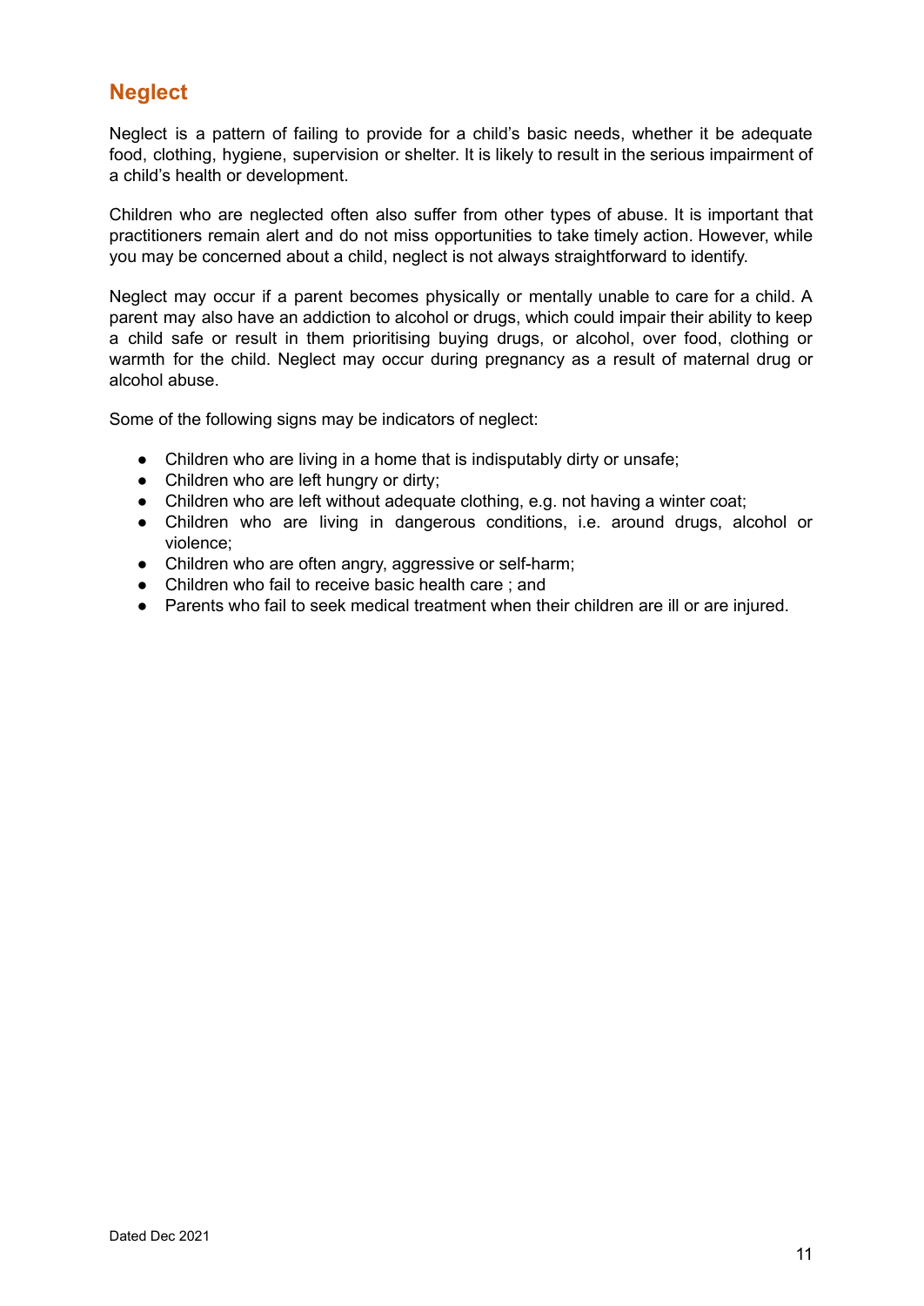## Neglect

Neglect is a pattern of failing to provide for a child's basic needs, whether it be adequate food, clothing, hygiene, supervision or shelter. It is likely to result in the serious impairment of a child's health or development.

Children who are neglected often also suffer from other types of abuse. It is important that practitioners remain alert and do not miss opportunities to take timely action. However, while you may be concerned about a child, neglect is not always straightforward to identify.

Neglect may occur if a parent becomes physically or mentally unable to care for a child. A parent may also have an addiction to alcohol or drugs, which could impair their ability to keep a child safe or result in them prioritising buying drugs, or alcohol, over food, clothing or warmth for the child. Neglect may occur during pregnancy as a result of maternal drug or alcohol abuse.

Some of the following signs may be indicators of neglect:

- Children who are living in a home that is indisputably dirty or unsafe;
- Children who are left hungry or dirty;
- Children who are left without adequate clothing, e.g. not having a winter coat;
- Children who are living in dangerous conditions, i.e. around drugs, alcohol or violence;
- Children who are often angry, aggressive or self-harm;
- Children who fail to receive basic health care ; and
- Parents who fail to seek medical treatment when their children are ill or are injured.

Dated Dec 2021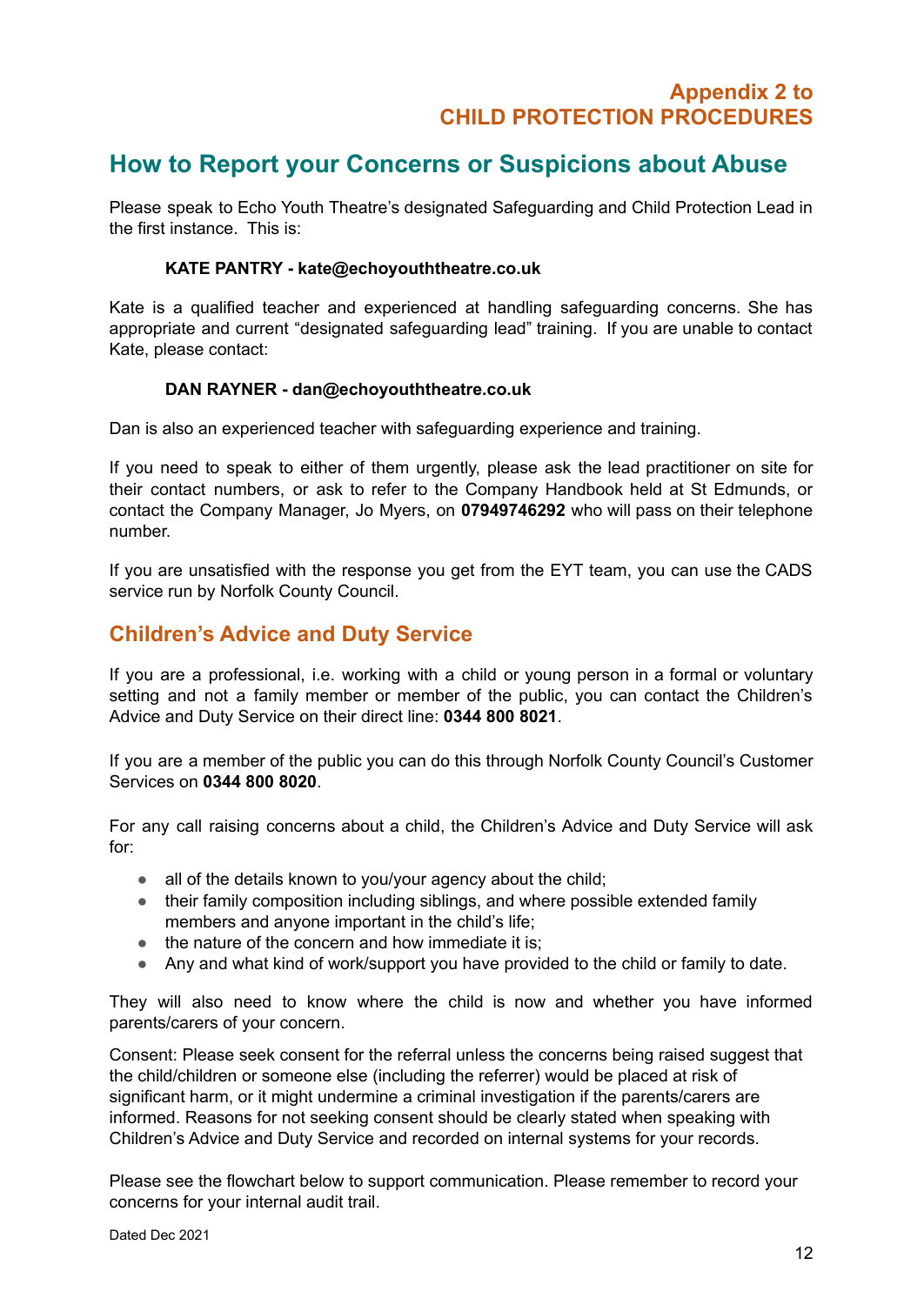## Appendix 2 to CHILD PROTECTION PROCEDURES

# How to Report your Concerns or Suspicions about Abuse

Please speak to Echo Youth Theatre's designated Safeguarding and Child Protection Lead in the first instance. This is:

**KATE PANTRY - kate@echoyouththeatre.co.uk**

Kate is a qualified teacher and experienced at handling safeguarding concerns. She has appropriate and current "designated safeguarding lead" training. If you are unable to contact Kate, please contact:

**DAN RAYNER - dan@echoyouththeatre.co.uk**

Dan is also an experienced teacher with safeguarding experience and training.

If you need to speak to either of them urgently, please ask the lead practitioner on site for their contact numbers, or ask to refer to the Company Handbook held at St Edmunds, or contact the Company Manager, Jo Myers, on **07949746292** who will pass on their telephone number.

If you are unsatisfied with the response you get from the EYT team, you can use the CADS service run by Norfolk County Council.

## Children's Advice and Duty Service

If you are a professional, i.e. working with a child or young person in a formal or voluntary setting and not a family member or member of the public, you can contact the Children's Advice and Duty Service on their direct line: **0344 800 8021**.

If you are a member of the public you can do this through Norfolk County Council's Customer Services on **0344 800 8020**.

For any call raising concerns about a child, the Children's Advice and Duty Service will ask for:

- all of the details known to you/your agency about the child;
- their family composition including siblings, and where possible extended family members and anyone important in the child's life;
- the nature of the concern and how immediate it is;
- Any and what kind of work/support you have provided to the child or family to date.

They will also need to know where the child is now and whether you have informed parents/carers of your concern.

Consent: Please seek consent for the referral unless the concerns being raised suggest that the child/children or someone else (including the referrer) would be placed at risk of significant harm, or it might undermine a criminal investigation if the parents/carers are informed. Reasons for not seeking consent should be clearly stated when speaking with Children's Advice and Duty Service and recorded on internal systems for your records.

Please see the flowchart below to support communication. Please remember to record your concerns for your internal audit trail.

Dated Dec 2021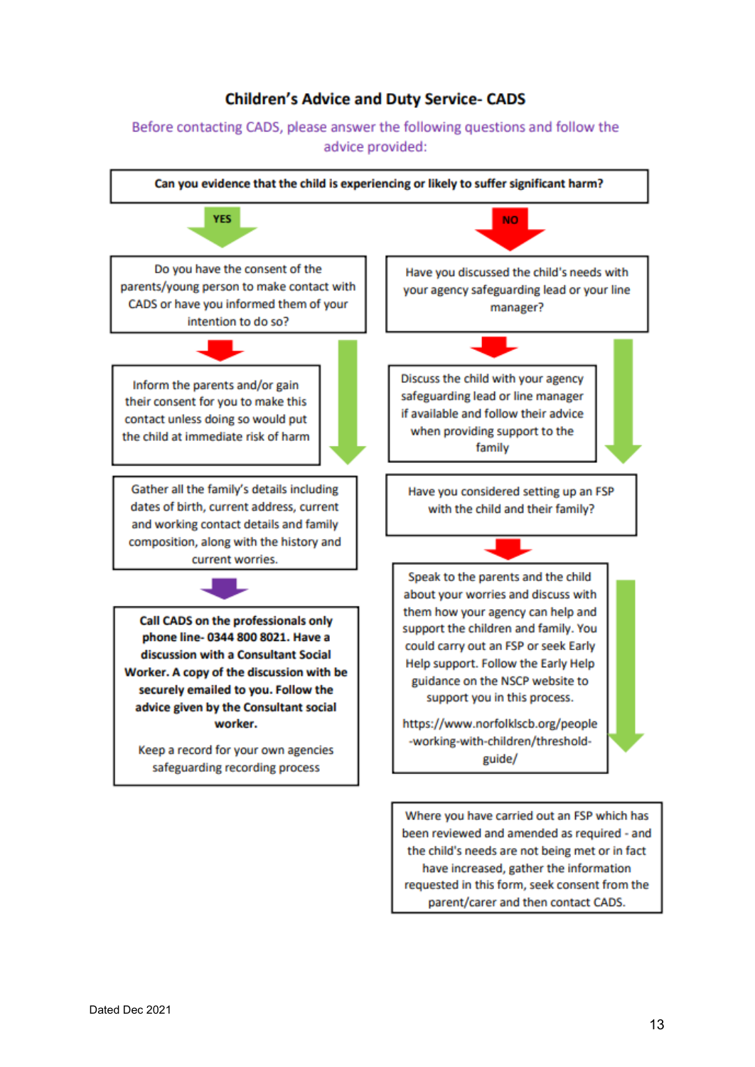## Children's Advice and Duty Service- CADS

Before contacting CADS, please answer the following questions and follow the advice provided:

**Can you evidence that the child is experiencing or likely to suffer significant harm?**

### YES

Do you have the consent of the parents/young person to make contact with CADS or have you informed them of your intention to do so?

Inform the parents and/or gain their consent for you to make this contact unless doing so would put the child at immediate risk of harm

Gather all the family's details including dates of birth, current address, current and working contact details and family composition, along with the history and current worries.

**Call CADS on the professionals only phone line- 0344 800 8021. Have a discussion with a Consultant Social Worker. A copy of the discussion with be securely emailed to you. Follow the advice given by the Consultant social worker.**

Keep a record for your own agencies safeguarding recording process

### NO

Have you discussed the child's needs with your agency safeguarding lead or your line manager?

Discuss the child with your agency safeguarding lead or line manager if available and follow their advice when providing support to the family

Have you considered setting up an FSP with the child and their family?

Speak to the parents and the child about your worries and discuss with them how your agency can help and support the children and family. You could carry out an FSP or seek Early Help support. Follow the Early Help guidance on the NSCP website to support you in this process.

https://www.norfolklscb.org/people-working-with-children/threshold-guide/

Where you have carried out an FSP which has been reviewed and amended as required - and the child's needs are not being met or in fact have increased, gather the information requested in this form, seek consent from the parent/carer and then contact CADS.

Dated Dec 2021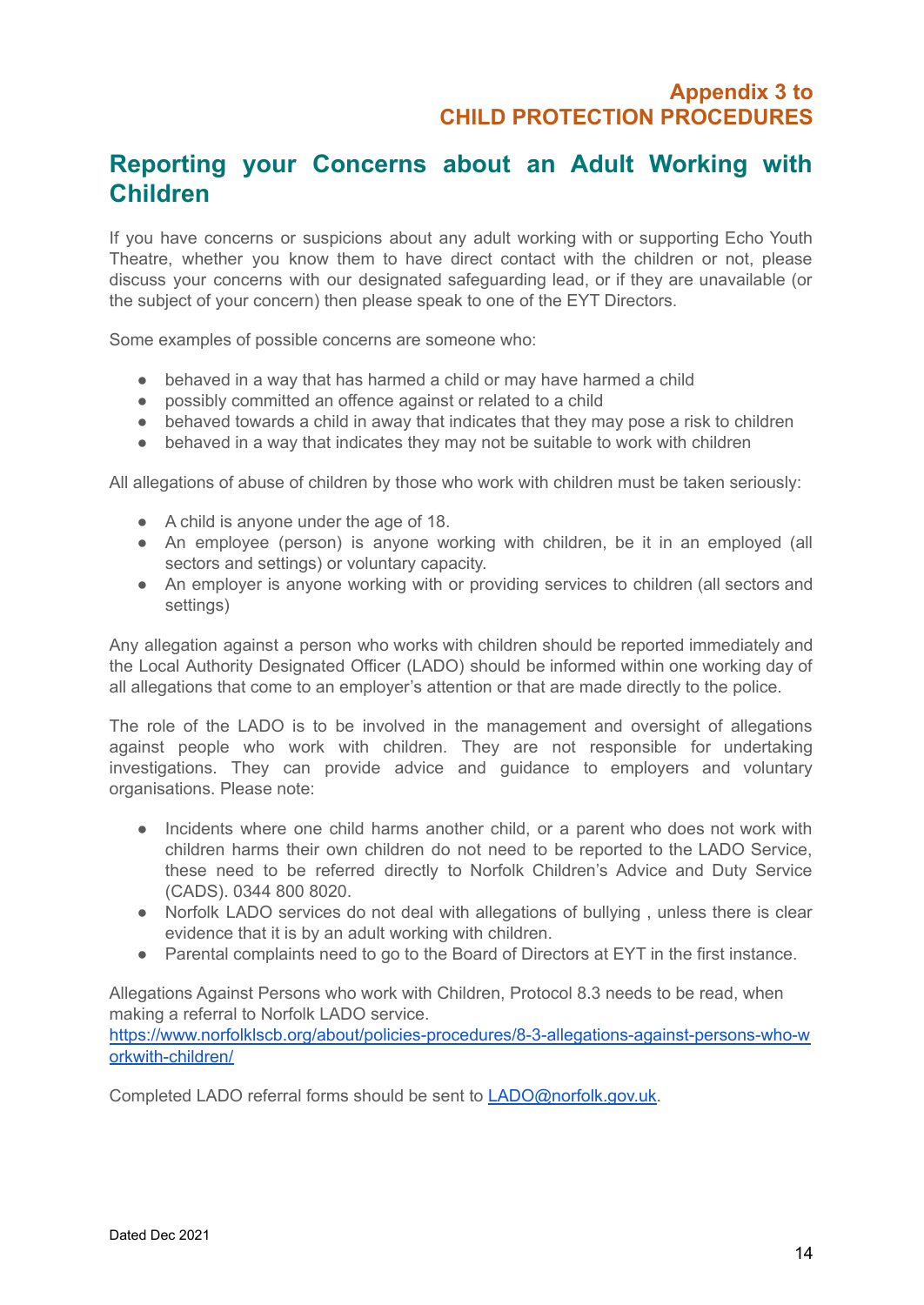**Appendix 3 to CHILD PROTECTION PROCEDURES**

# Reporting your Concerns about an Adult Working with Children

If you have concerns or suspicions about any adult working with or supporting Echo Youth Theatre, whether you know them to have direct contact with the children or not, please discuss your concerns with our designated safeguarding lead, or if they are unavailable (or the subject of your concern) then please speak to one of the EYT Directors.

Some examples of possible concerns are someone who:

- behaved in a way that has harmed a child or may have harmed a child
- possibly committed an offence against or related to a child
- behaved towards a child in away that indicates that they may pose a risk to children
- behaved in a way that indicates they may not be suitable to work with children

All allegations of abuse of children by those who work with children must be taken seriously:

- A child is anyone under the age of 18.
- An employee (person) is anyone working with children, be it in an employed (all sectors and settings) or voluntary capacity.
- An employer is anyone working with or providing services to children (all sectors and settings)

Any allegation against a person who works with children should be reported immediately and the Local Authority Designated Officer (LADO) should be informed within one working day of all allegations that come to an employer's attention or that are made directly to the police.

The role of the LADO is to be involved in the management and oversight of allegations against people who work with children. They are not responsible for undertaking investigations. They can provide advice and guidance to employers and voluntary organisations. Please note:

- Incidents where one child harms another child, or a parent who does not work with children harms their own children do not need to be reported to the LADO Service, these need to be referred directly to Norfolk Children's Advice and Duty Service (CADS). 0344 800 8020.
- Norfolk LADO services do not deal with allegations of bullying , unless there is clear evidence that it is by an adult working with children.
- Parental complaints need to go to the Board of Directors at EYT in the first instance.

Allegations Against Persons who work with Children, Protocol 8.3 needs to be read, when making a referral to Norfolk LADO service.
https://www.norfolklscb.org/about/policies-procedures/8-3-allegations-against-persons-who-workwith-children/

Completed LADO referral forms should be sent to LADO@norfolk.gov.uk.

Dated Dec 2021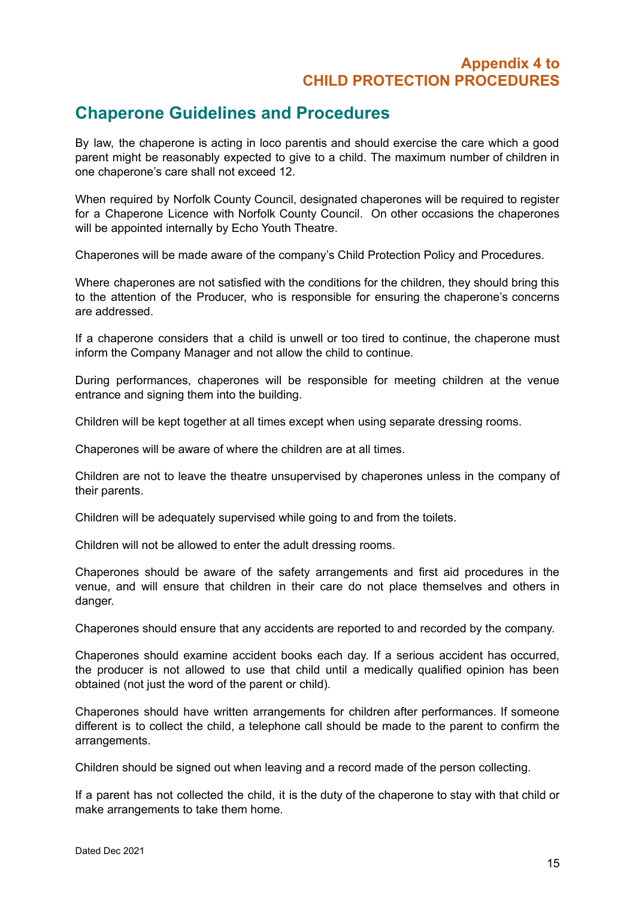**Appendix 4 to**
**CHILD PROTECTION PROCEDURES**

## Chaperone Guidelines and Procedures

By law, the chaperone is acting in loco parentis and should exercise the care which a good parent might be reasonably expected to give to a child. The maximum number of children in one chaperone's care shall not exceed 12.

When required by Norfolk County Council, designated chaperones will be required to register for a Chaperone Licence with Norfolk County Council. On other occasions the chaperones will be appointed internally by Echo Youth Theatre.

Chaperones will be made aware of the company's Child Protection Policy and Procedures.

Where chaperones are not satisfied with the conditions for the children, they should bring this to the attention of the Producer, who is responsible for ensuring the chaperone's concerns are addressed.

If a chaperone considers that a child is unwell or too tired to continue, the chaperone must inform the Company Manager and not allow the child to continue.

During performances, chaperones will be responsible for meeting children at the venue entrance and signing them into the building.

Children will be kept together at all times except when using separate dressing rooms.

Chaperones will be aware of where the children are at all times.

Children are not to leave the theatre unsupervised by chaperones unless in the company of their parents.

Children will be adequately supervised while going to and from the toilets.

Children will not be allowed to enter the adult dressing rooms.

Chaperones should be aware of the safety arrangements and first aid procedures in the venue, and will ensure that children in their care do not place themselves and others in danger.

Chaperones should ensure that any accidents are reported to and recorded by the company.

Chaperones should examine accident books each day. If a serious accident has occurred, the producer is not allowed to use that child until a medically qualified opinion has been obtained (not just the word of the parent or child).

Chaperones should have written arrangements for children after performances. If someone different is to collect the child, a telephone call should be made to the parent to confirm the arrangements.

Children should be signed out when leaving and a record made of the person collecting.

If a parent has not collected the child, it is the duty of the chaperone to stay with that child or make arrangements to take them home.

Dated Dec 2021